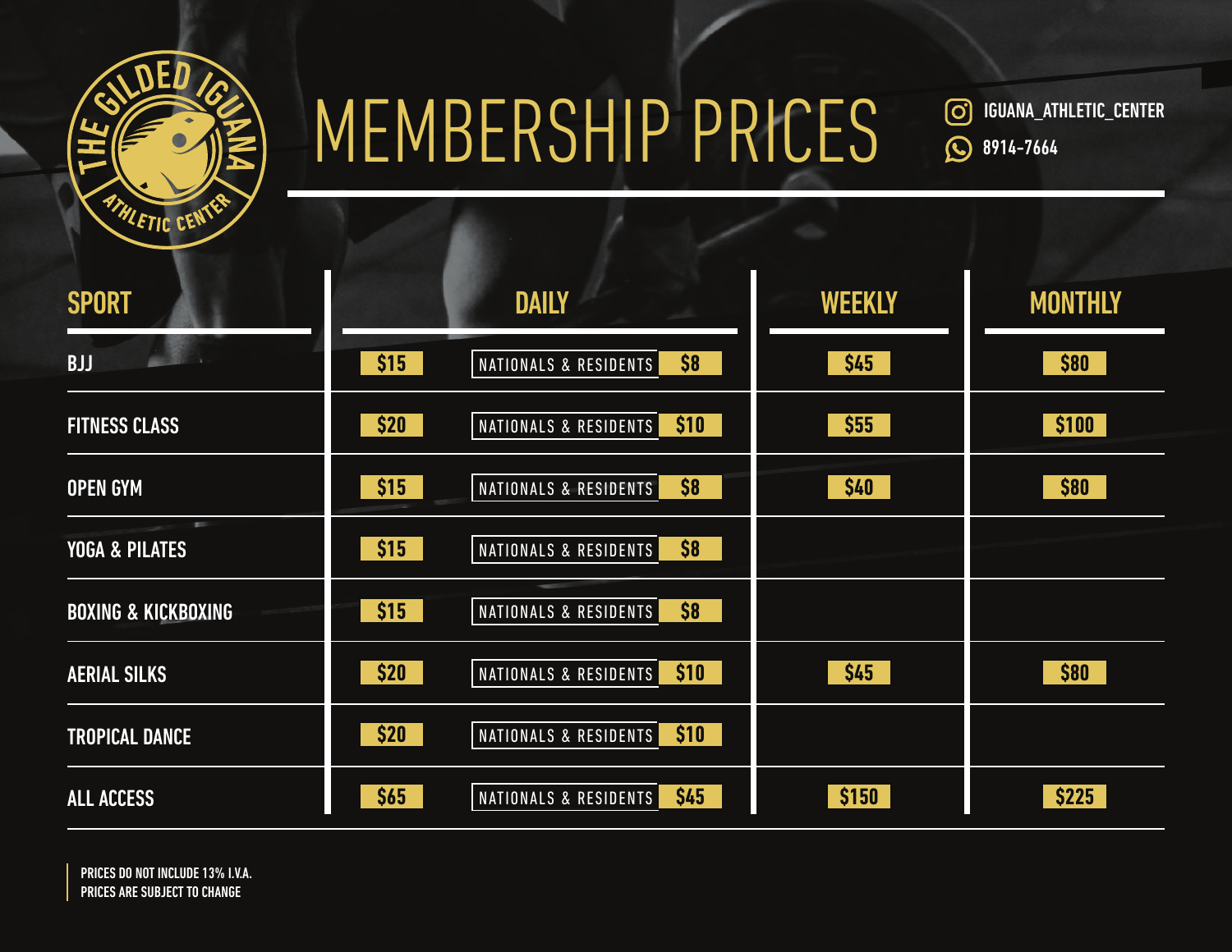THE GILDED IGUANA ATHLETIC CENTER

# MEMBERSHIP PRICES

IGUANA_ATHLETIC_CENTER
8914-7664

| SPORT | DAILY | | WEEKLY | MONTHLY |
|---|---|---|---|---|
| BJJ | $15 | NATIONALS & RESIDENTS $8 | $45 | $80 |
| FITNESS CLASS | $20 | NATIONALS & RESIDENTS $10 | $55 | $100 |
| OPEN GYM | $15 | NATIONALS & RESIDENTS $8 | $40 | $80 |
| YOGA & PILATES | $15 | NATIONALS & RESIDENTS $8 | | |
| BOXING & KICKBOXING | $15 | NATIONALS & RESIDENTS $8 | | |
| AERIAL SILKS | $20 | NATIONALS & RESIDENTS $10 | $45 | $80 |
| TROPICAL DANCE | $20 | NATIONALS & RESIDENTS $10 | | |
| ALL ACCESS | $65 | NATIONALS & RESIDENTS $45 | $150 | $225 |

PRICES DO NOT INCLUDE 13% I.V.A.
PRICES ARE SUBJECT TO CHANGE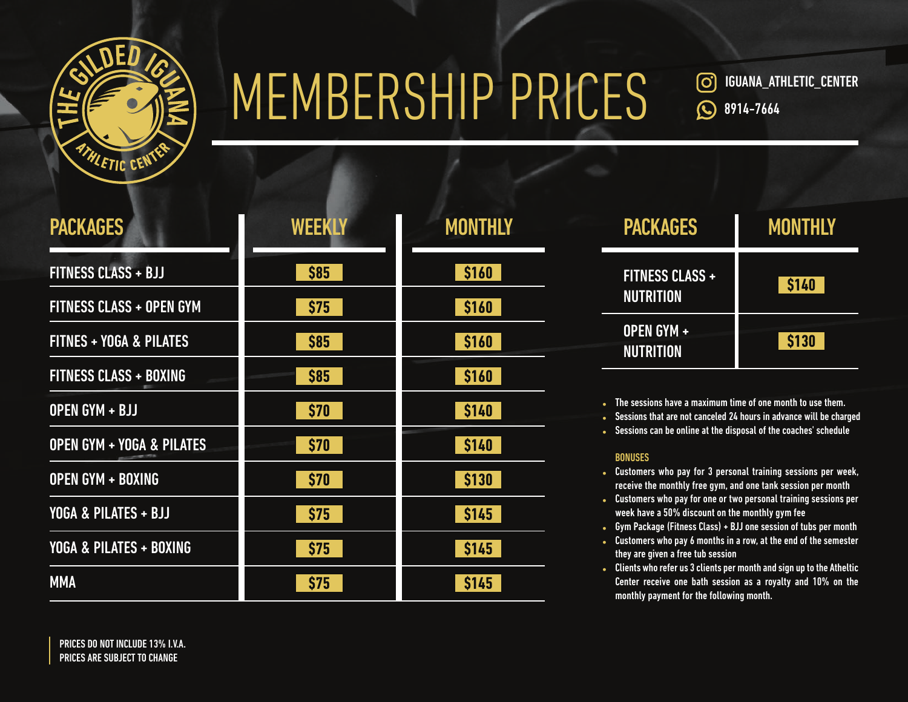THE GILDED IGUANA ATHLETIC CENTER

# MEMBERSHIP PRICES

IGUANA_ATHLETIC_CENTER
8914-7664

| PACKAGES | WEEKLY | MONTHLY |
| --- | --- | --- |
| FITNESS CLASS + BJJ | $85 | $160 |
| FITNESS CLASS + OPEN GYM | $75 | $160 |
| FITNES + YOGA & PILATES | $85 | $160 |
| FITNESS CLASS + BOXING | $85 | $160 |
| OPEN GYM + BJJ | $70 | $140 |
| OPEN GYM + YOGA & PILATES | $70 | $140 |
| OPEN GYM + BOXING | $70 | $130 |
| YOGA & PILATES + BJJ | $75 | $145 |
| YOGA & PILATES + BOXING | $75 | $145 |
| MMA | $75 | $145 |

| PACKAGES | MONTHLY |
| --- | --- |
| FITNESS CLASS + NUTRITION | $140 |
| OPEN GYM + NUTRITION | $130 |

- The sessions have a maximum time of one month to use them.
- Sessions that are not canceled 24 hours in advance will be charged
- Sessions can be online at the disposal of the coaches' schedule

### BONUSES

- Customers who pay for 3 personal training sessions per week, receive the monthly free gym, and one tank session per month
- Customers who pay for one or two personal training sessions per week have a 50% discount on the monthly gym fee
- Gym Package (Fitness Class) + BJJ one session of tubs per month
- Customers who pay 6 months in a row, at the end of the semester they are given a free tub session
- Clients who refer us 3 clients per month and sign up to the Atheltic Center receive one bath session as a royalty and 10% on the monthly payment for the following month.

PRICES DO NOT INCLUDE 13% I.V.A.
PRICES ARE SUBJECT TO CHANGE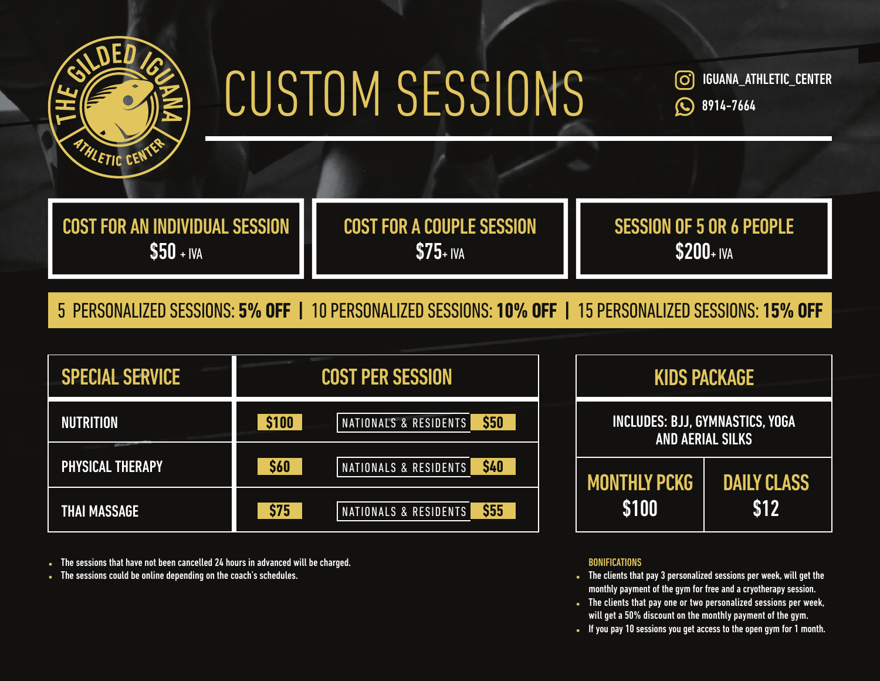THE GILDED IGUANA ATHLETIC CENTER

# CUSTOM SESSIONS

IGUANA_ATHLETIC_CENTER

8914-7664

| COST FOR AN INDIVIDUAL SESSION | COST FOR A COUPLE SESSION | SESSION OF 5 OR 6 PEOPLE |
|---|---|---|
| $50 + IVA | $75+ IVA | $200+ IVA |

5 PERSONALIZED SESSIONS: **5% OFF** | 10 PERSONALIZED SESSIONS: **10% OFF** | 15 PERSONALIZED SESSIONS: **15% OFF**

| SPECIAL SERVICE | COST PER SESSION | NATIONALS & RESIDENTS |
|---|---|---|
| NUTRITION | $100 | $50 |
| PHYSICAL THERAPY | $60 | $40 |
| THAI MASSAGE | $75 | $55 |

| KIDS PACKAGE | |
|---|---|
| INCLUDES: BJJ, GYMNASTICS, YOGA AND AERIAL SILKS | |
| MONTHLY PCKG | DAILY CLASS |
| $100 | $12 |

- The sessions that have not been cancelled 24 hours in advanced will be charged.
- The sessions could be online depending on the coach's schedules.

BONIFICATIONS

- The clients that pay 3 personalized sessions per week, will get the monthly payment of the gym for free and a cryotherapy session.
- The clients that pay one or two personalized sessions per week, will get a 50% discount on the monthly payment of the gym.
- If you pay 10 sessions you get access to the open gym for 1 month.